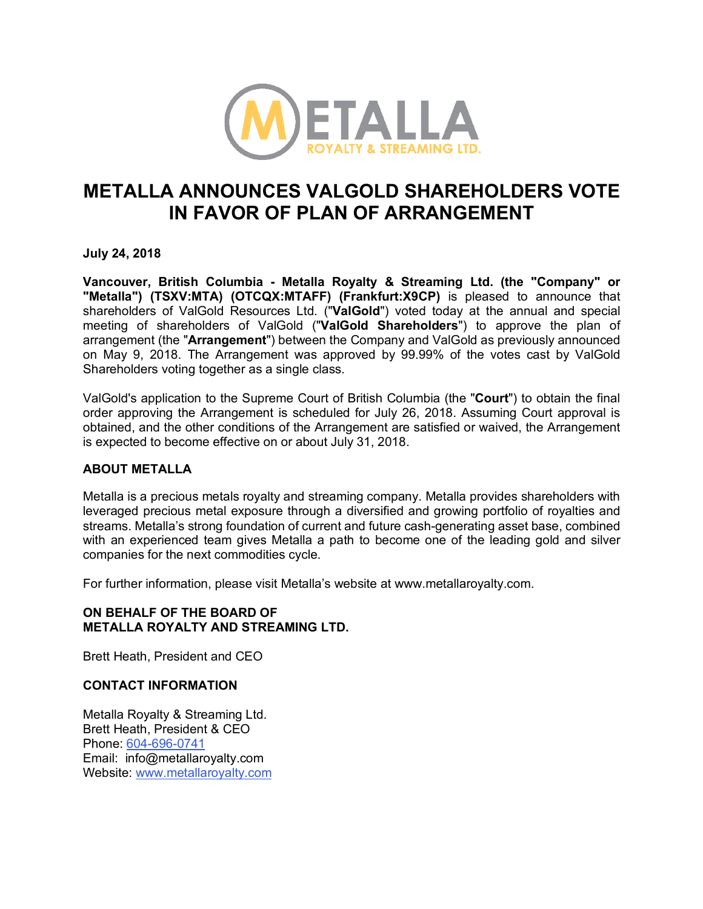# METALLA ANNOUNCES VALGOLD SHAREHOLDERS VOTE IN FAVOR OF PLAN OF ARRANGEMENT

**July 24, 2018**

**Vancouver, British Columbia - Metalla Royalty & Streaming Ltd. (the "Company" or "Metalla") (TSXV:MTA) (OTCQX:MTAFF) (Frankfurt:X9CP)** is pleased to announce that shareholders of ValGold Resources Ltd. ("**ValGold**") voted today at the annual and special meeting of shareholders of ValGold ("**ValGold Shareholders**") to approve the plan of arrangement (the "**Arrangement**") between the Company and ValGold as previously announced on May 9, 2018. The Arrangement was approved by 99.99% of the votes cast by ValGold Shareholders voting together as a single class.

ValGold's application to the Supreme Court of British Columbia (the "**Court**") to obtain the final order approving the Arrangement is scheduled for July 26, 2018. Assuming Court approval is obtained, and the other conditions of the Arrangement are satisfied or waived, the Arrangement is expected to become effective on or about July 31, 2018.

## ABOUT METALLA

Metalla is a precious metals royalty and streaming company. Metalla provides shareholders with leveraged precious metal exposure through a diversified and growing portfolio of royalties and streams. Metalla's strong foundation of current and future cash-generating asset base, combined with an experienced team gives Metalla a path to become one of the leading gold and silver companies for the next commodities cycle.

For further information, please visit Metalla's website at www.metallaroyalty.com.

**ON BEHALF OF THE BOARD OF**
**METALLA ROYALTY AND STREAMING LTD.**

Brett Heath, President and CEO

## CONTACT INFORMATION

Metalla Royalty & Streaming Ltd.
Brett Heath, President & CEO
Phone: 604-696-0741
Email: info@metallaroyalty.com
Website: www.metallaroyalty.com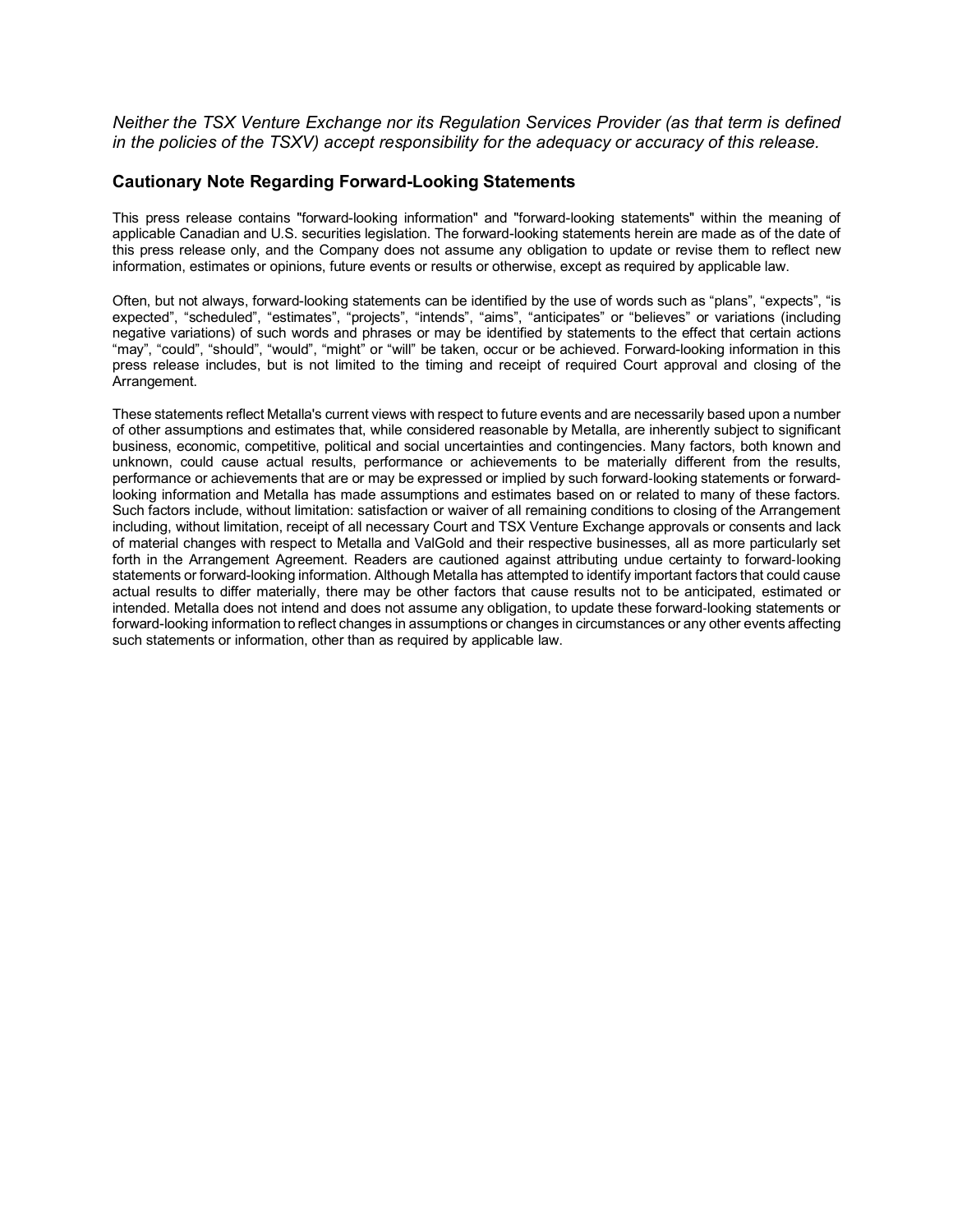*Neither the TSX Venture Exchange nor its Regulation Services Provider (as that term is defined in the policies of the TSXV) accept responsibility for the adequacy or accuracy of this release.*

## Cautionary Note Regarding Forward-Looking Statements

This press release contains "forward-looking information" and "forward-looking statements" within the meaning of applicable Canadian and U.S. securities legislation. The forward-looking statements herein are made as of the date of this press release only, and the Company does not assume any obligation to update or revise them to reflect new information, estimates or opinions, future events or results or otherwise, except as required by applicable law.

Often, but not always, forward-looking statements can be identified by the use of words such as "plans", "expects", "is expected", "scheduled", "estimates", "projects", "intends", "aims", "anticipates" or "believes" or variations (including negative variations) of such words and phrases or may be identified by statements to the effect that certain actions "may", "could", "should", "would", "might" or "will" be taken, occur or be achieved. Forward-looking information in this press release includes, but is not limited to the timing and receipt of required Court approval and closing of the Arrangement.

These statements reflect Metalla's current views with respect to future events and are necessarily based upon a number of other assumptions and estimates that, while considered reasonable by Metalla, are inherently subject to significant business, economic, competitive, political and social uncertainties and contingencies. Many factors, both known and unknown, could cause actual results, performance or achievements to be materially different from the results, performance or achievements that are or may be expressed or implied by such forward-looking statements or forward-looking information and Metalla has made assumptions and estimates based on or related to many of these factors. Such factors include, without limitation: satisfaction or waiver of all remaining conditions to closing of the Arrangement including, without limitation, receipt of all necessary Court and TSX Venture Exchange approvals or consents and lack of material changes with respect to Metalla and ValGold and their respective businesses, all as more particularly set forth in the Arrangement Agreement. Readers are cautioned against attributing undue certainty to forward-looking statements or forward-looking information. Although Metalla has attempted to identify important factors that could cause actual results to differ materially, there may be other factors that cause results not to be anticipated, estimated or intended. Metalla does not intend and does not assume any obligation, to update these forward-looking statements or forward-looking information to reflect changes in assumptions or changes in circumstances or any other events affecting such statements or information, other than as required by applicable law.